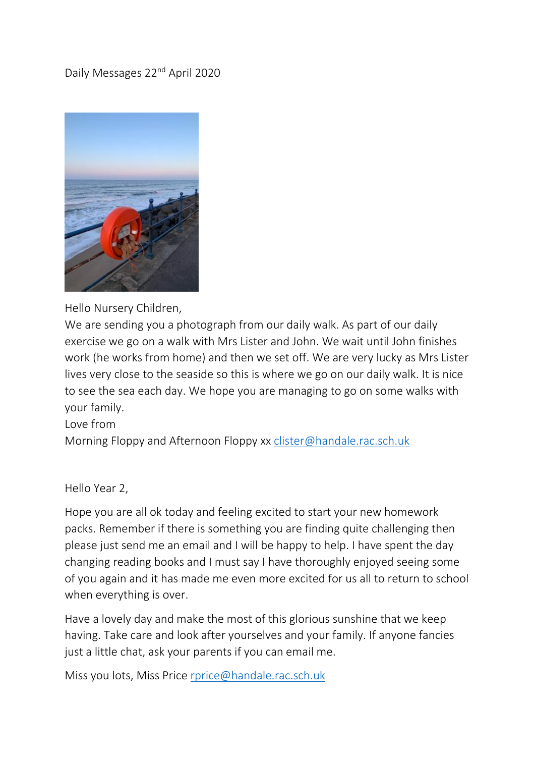Daily Messages 22nd April 2020

Hello Nursery Children,

We are sending you a photograph from our daily walk. As part of our daily exercise we go on a walk with Mrs Lister and John. We wait until John finishes work (he works from home) and then we set off. We are very lucky as Mrs Lister lives very close to the seaside so this is where we go on our daily walk. It is nice to see the sea each day. We hope you are managing to go on some walks with your family.

Love from

Morning Floppy and Afternoon Floppy xx clister@handale.rac.sch.uk

Hello Year 2,

Hope you are all ok today and feeling excited to start your new homework packs. Remember if there is something you are finding quite challenging then please just send me an email and I will be happy to help. I have spent the day changing reading books and I must say I have thoroughly enjoyed seeing some of you again and it has made me even more excited for us all to return to school when everything is over.

Have a lovely day and make the most of this glorious sunshine that we keep having. Take care and look after yourselves and your family. If anyone fancies just a little chat, ask your parents if you can email me.

Miss you lots, Miss Price rprice@handale.rac.sch.uk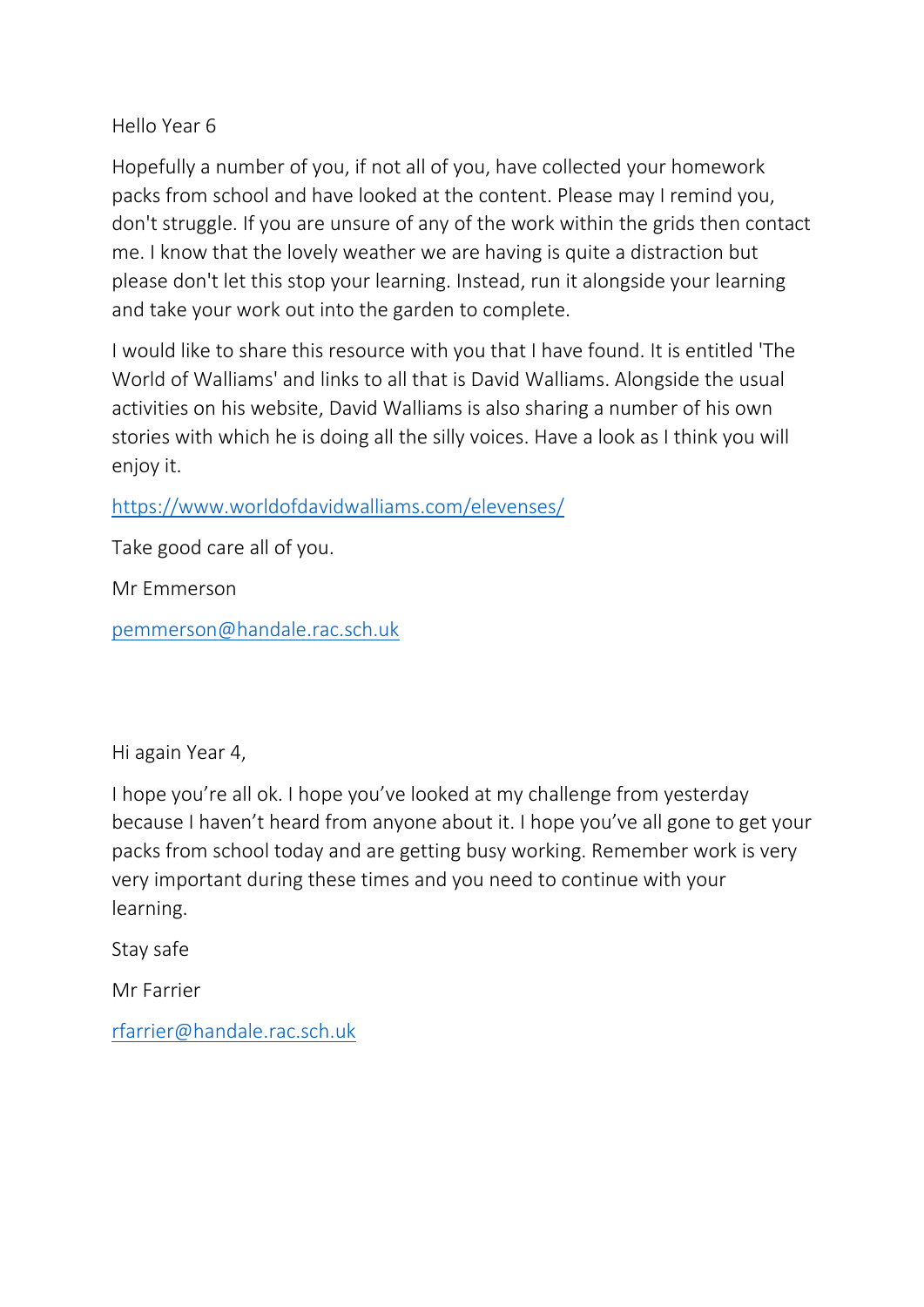Hello Year 6

Hopefully a number of you, if not all of you, have collected your homework packs from school and have looked at the content. Please may I remind you, don't struggle. If you are unsure of any of the work within the grids then contact me. I know that the lovely weather we are having is quite a distraction but please don't let this stop your learning. Instead, run it alongside your learning and take your work out into the garden to complete.

I would like to share this resource with you that I have found. It is entitled 'The World of Walliams' and links to all that is David Walliams. Alongside the usual activities on his website, David Walliams is also sharing a number of his own stories with which he is doing all the silly voices. Have a look as I think you will enjoy it.

https://www.worldofdavidwalliams.com/elevenses/

Take good care all of you.

Mr Emmerson

pemmerson@handale.rac.sch.uk

Hi again Year 4,

I hope you're all ok. I hope you've looked at my challenge from yesterday because I haven't heard from anyone about it. I hope you've all gone to get your packs from school today and are getting busy working. Remember work is very very important during these times and you need to continue with your learning.

Stay safe

Mr Farrier

rfarrier@handale.rac.sch.uk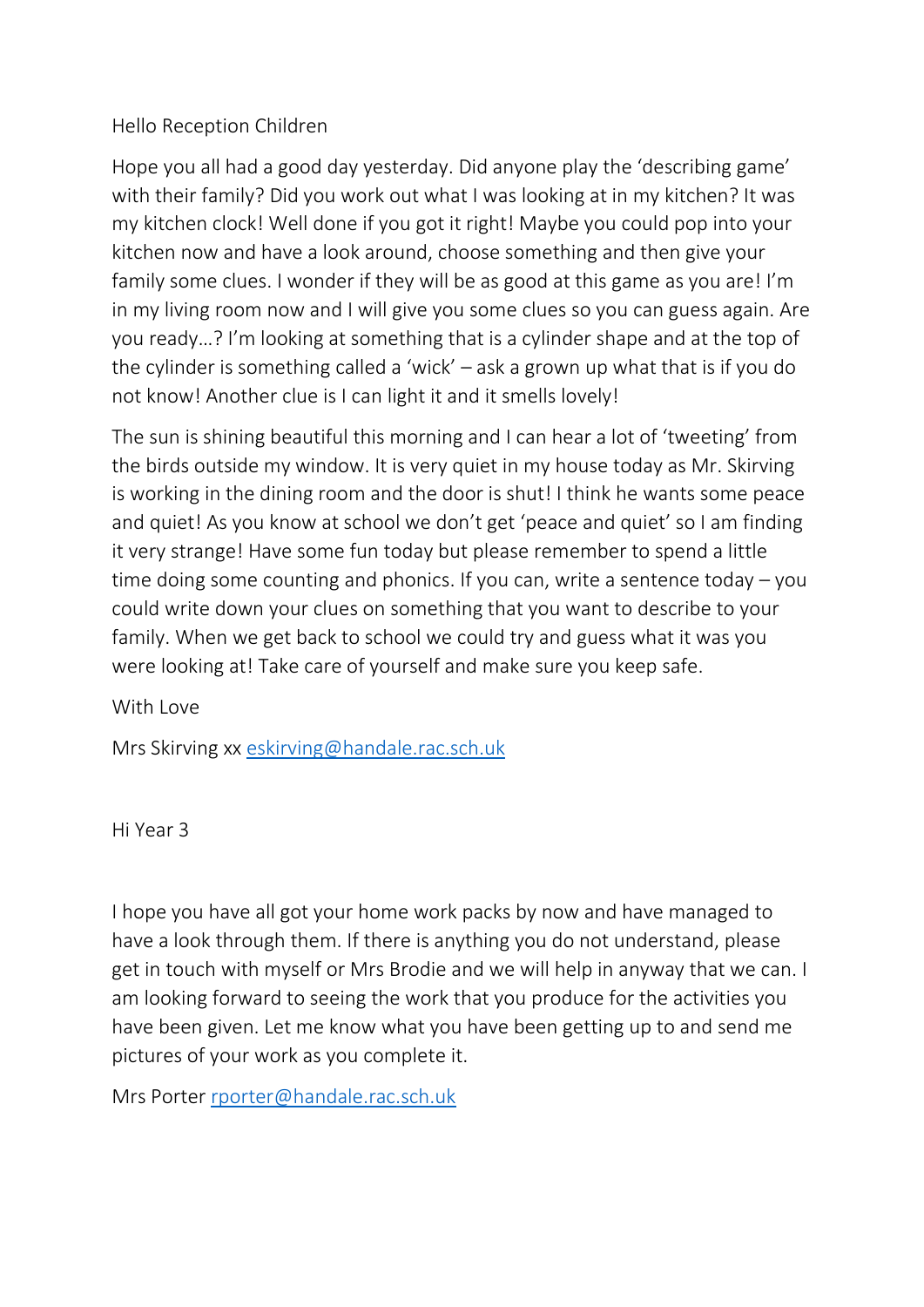Hello Reception Children

Hope you all had a good day yesterday. Did anyone play the 'describing game' with their family? Did you work out what I was looking at in my kitchen? It was my kitchen clock! Well done if you got it right! Maybe you could pop into your kitchen now and have a look around, choose something and then give your family some clues. I wonder if they will be as good at this game as you are! I'm in my living room now and I will give you some clues so you can guess again. Are you ready…? I'm looking at something that is a cylinder shape and at the top of the cylinder is something called a 'wick' – ask a grown up what that is if you do not know! Another clue is I can light it and it smells lovely!

The sun is shining beautiful this morning and I can hear a lot of 'tweeting' from the birds outside my window. It is very quiet in my house today as Mr. Skirving is working in the dining room and the door is shut! I think he wants some peace and quiet! As you know at school we don't get 'peace and quiet' so I am finding it very strange! Have some fun today but please remember to spend a little time doing some counting and phonics. If you can, write a sentence today – you could write down your clues on something that you want to describe to your family. When we get back to school we could try and guess what it was you were looking at! Take care of yourself and make sure you keep safe.

With Love

Mrs Skirving xx eskirving@handale.rac.sch.uk

Hi Year 3

I hope you have all got your home work packs by now and have managed to have a look through them. If there is anything you do not understand, please get in touch with myself or Mrs Brodie and we will help in anyway that we can. I am looking forward to seeing the work that you produce for the activities you have been given. Let me know what you have been getting up to and send me pictures of your work as you complete it.

Mrs Porter rporter@handale.rac.sch.uk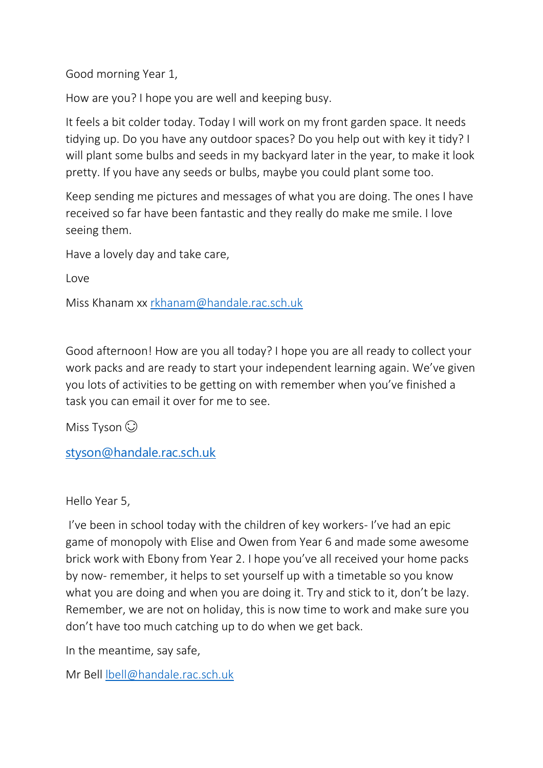Good morning Year 1,

How are you? I hope you are well and keeping busy.

It feels a bit colder today. Today I will work on my front garden space. It needs tidying up. Do you have any outdoor spaces? Do you help out with key it tidy? I will plant some bulbs and seeds in my backyard later in the year, to make it look pretty. If you have any seeds or bulbs, maybe you could plant some too.

Keep sending me pictures and messages of what you are doing. The ones I have received so far have been fantastic and they really do make me smile. I love seeing them.

Have a lovely day and take care,

Love

Miss Khanam xx rkhanam@handale.rac.sch.uk

Good afternoon! How are you all today? I hope you are all ready to collect your work packs and are ready to start your independent learning again. We've given you lots of activities to be getting on with remember when you've finished a task you can email it over for me to see.

Miss Tyson ☺

styson@handale.rac.sch.uk

Hello Year 5,

I've been in school today with the children of key workers- I've had an epic game of monopoly with Elise and Owen from Year 6 and made some awesome brick work with Ebony from Year 2. I hope you've all received your home packs by now- remember, it helps to set yourself up with a timetable so you know what you are doing and when you are doing it. Try and stick to it, don't be lazy. Remember, we are not on holiday, this is now time to work and make sure you don't have too much catching up to do when we get back.

In the meantime, say safe,

Mr Bell lbell@handale.rac.sch.uk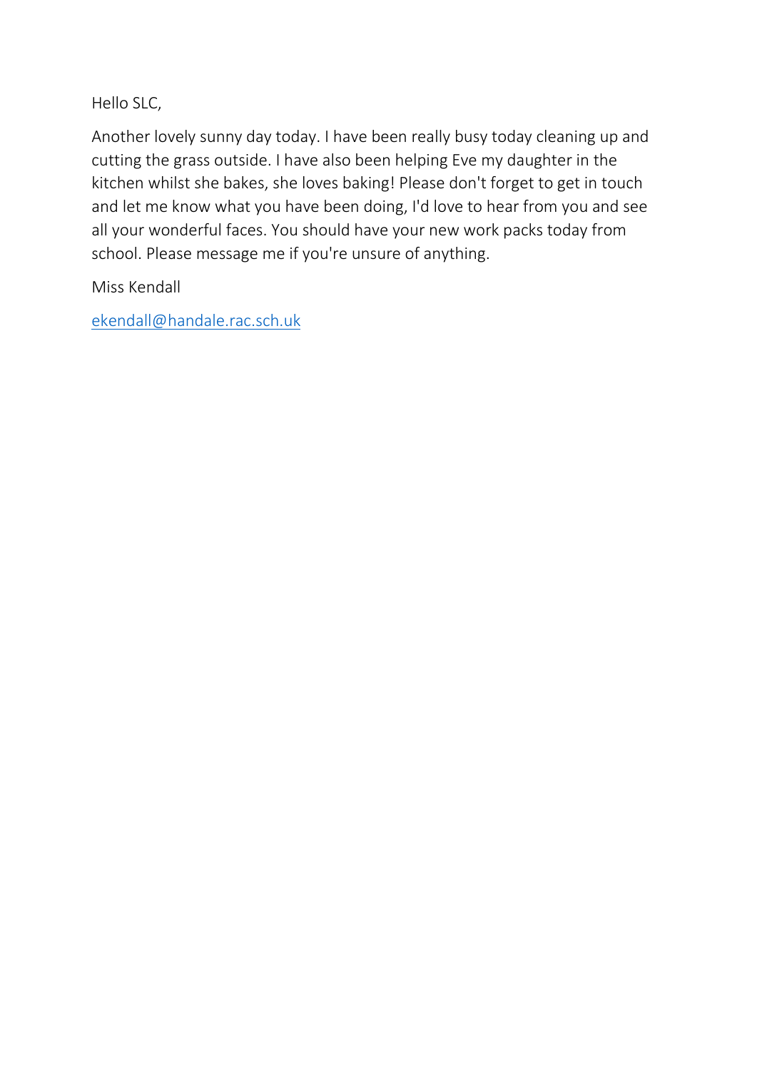Hello SLC,

Another lovely sunny day today. I have been really busy today cleaning up and cutting the grass outside. I have also been helping Eve my daughter in the kitchen whilst she bakes, she loves baking! Please don't forget to get in touch and let me know what you have been doing, I'd love to hear from you and see all your wonderful faces. You should have your new work packs today from school. Please message me if you're unsure of anything.

Miss Kendall

ekendall@handale.rac.sch.uk